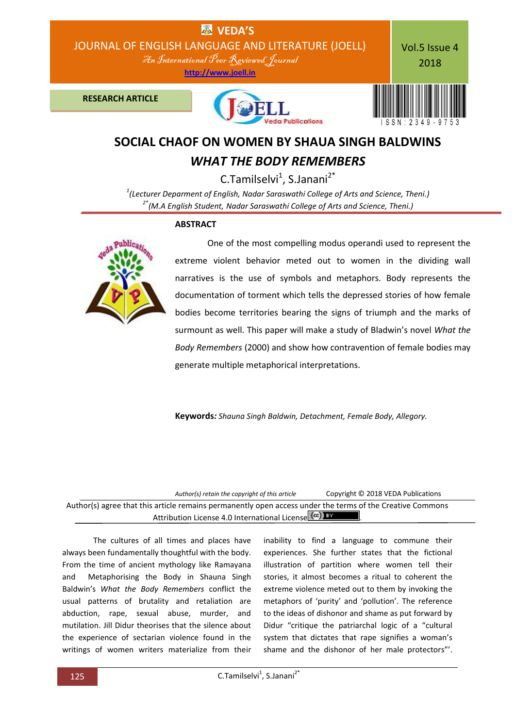# SOCIAL CHAOF ON WOMEN BY SHAUA SINGH BALDWINS *WHAT THE BODY REMEMBERS*

C.Tamilselvi[1], S.Janani[2*]

[1](Lecturer Deparment of English, Nadar Saraswathi College of Arts and Science, Theni.)
[2*](M.A English Student, Nadar Saraswathi College of Arts and Science, Theni.)

RESEARCH ARTICLE

## ABSTRACT

One of the most compelling modus operandi used to represent the extreme violent behavior meted out to women in the dividing wall narratives is the use of symbols and metaphors. Body represents the documentation of torment which tells the depressed stories of how female bodies become territories bearing the signs of triumph and the marks of surmount as well. This paper will make a study of Bladwin's novel *What the Body Remembers* (2000) and show how contravention of female bodies may generate multiple metaphorical interpretations.

**Keywords***:* *Shauna Singh Baldwin, Detachment, Female Body, Allegory.*

*Author(s) retain the copyright of this article* Copyright © 2018 VEDA Publications

Author(s) agree that this article remains permanently open access under the terms of the Creative Commons Attribution License 4.0 International License.

The cultures of all times and places have always been fundamentally thoughtful with the body. From the time of ancient mythology like Ramayana and Metaphorising the Body in Shauna Singh Baldwin's *What the Body Remembers* conflict the usual patterns of brutality and retaliation are abduction, rape, sexual abuse, murder, and mutilation. Jill Didur theorises that the silence about the experience of sectarian violence found in the writings of women writers materialize from their inability to find a language to commune their experiences. She further states that the fictional illustration of partition where women tell their stories, it almost becomes a ritual to coherent the extreme violence meted out to them by invoking the metaphors of 'purity' and 'pollution'. The reference to the ideas of dishonor and shame as put forward by Didur "critique the patriarchal logic of a "cultural system that dictates that rape signifies a woman's shame and the dishonor of her male protectors"'.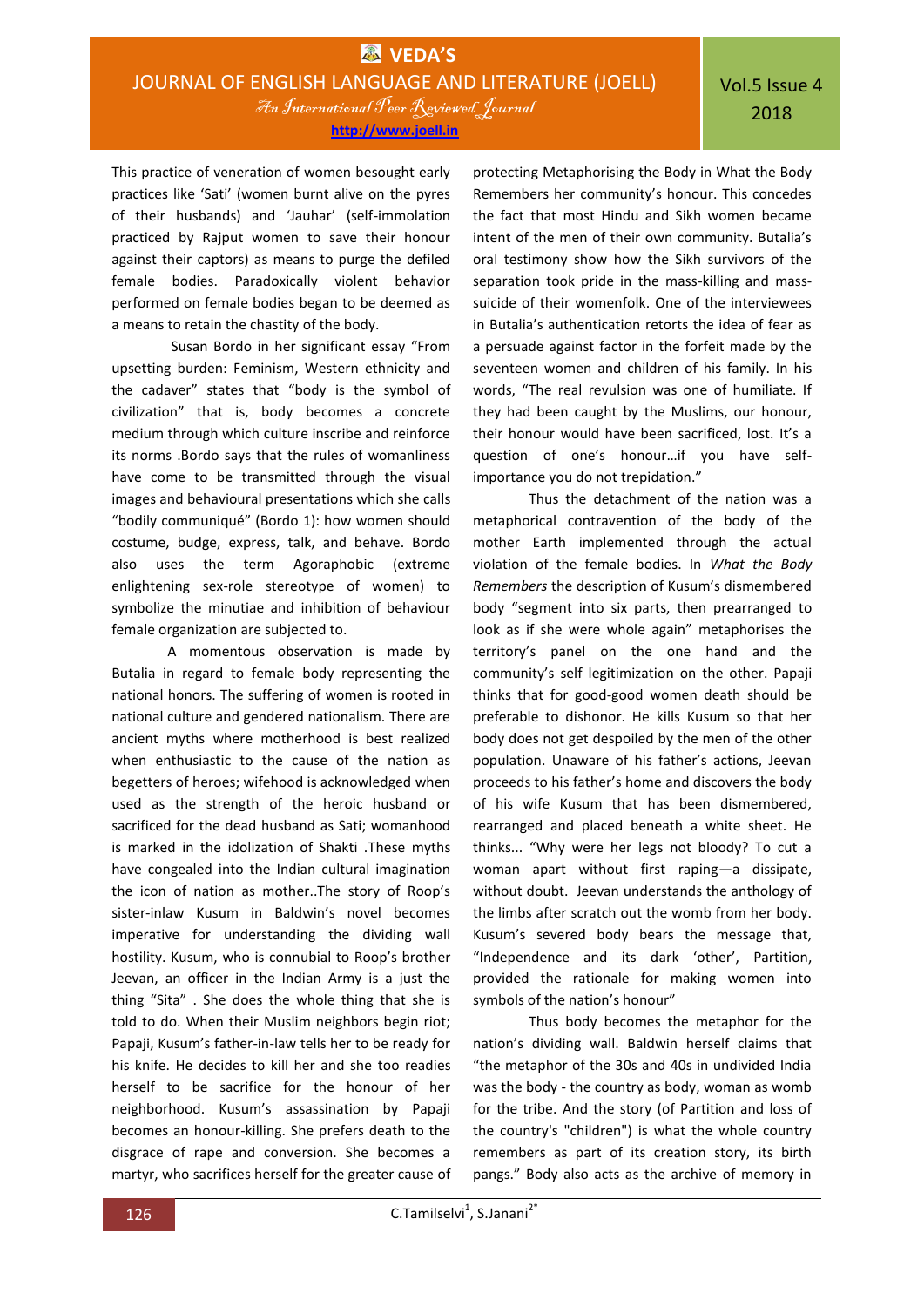This practice of veneration of women besought early practices like 'Sati' (women burnt alive on the pyres of their husbands) and 'Jauhar' (self-immolation practiced by Rajput women to save their honour against their captors) as means to purge the defiled female bodies. Paradoxically violent behavior performed on female bodies began to be deemed as a means to retain the chastity of the body.

Susan Bordo in her significant essay "From upsetting burden: Feminism, Western ethnicity and the cadaver" states that "body is the symbol of civilization" that is, body becomes a concrete medium through which culture inscribe and reinforce its norms .Bordo says that the rules of womanliness have come to be transmitted through the visual images and behavioural presentations which she calls "bodily communiqué" (Bordo 1): how women should costume, budge, express, talk, and behave. Bordo also uses the term Agoraphobic (extreme enlightening sex-role stereotype of women) to symbolize the minutiae and inhibition of behaviour female organization are subjected to.

A momentous observation is made by Butalia in regard to female body representing the national honors. The suffering of women is rooted in national culture and gendered nationalism. There are ancient myths where motherhood is best realized when enthusiastic to the cause of the nation as begetters of heroes; wifehood is acknowledged when used as the strength of the heroic husband or sacrificed for the dead husband as Sati; womanhood is marked in the idolization of Shakti .These myths have congealed into the Indian cultural imagination the icon of nation as mother..The story of Roop's sister-inlaw Kusum in Baldwin's novel becomes imperative for understanding the dividing wall hostility. Kusum, who is connubial to Roop's brother Jeevan, an officer in the Indian Army is a just the thing "Sita" . She does the whole thing that she is told to do. When their Muslim neighbors begin riot; Papaji, Kusum's father-in-law tells her to be ready for his knife. He decides to kill her and she too readies herself to be sacrifice for the honour of her neighborhood. Kusum's assassination by Papaji becomes an honour-killing. She prefers death to the disgrace of rape and conversion. She becomes a martyr, who sacrifices herself for the greater cause of protecting Metaphorising the Body in What the Body Remembers her community's honour. This concedes the fact that most Hindu and Sikh women became intent of the men of their own community. Butalia's oral testimony show how the Sikh survivors of the separation took pride in the mass-killing and mass-suicide of their womenfolk. One of the interviewees in Butalia's authentication retorts the idea of fear as a persuade against factor in the forfeit made by the seventeen women and children of his family. In his words, "The real revulsion was one of humiliate. If they had been caught by the Muslims, our honour, their honour would have been sacrificed, lost. It's a question of one's honour…if you have self-importance you do not trepidation."

Thus the detachment of the nation was a metaphorical contravention of the body of the mother Earth implemented through the actual violation of the female bodies. In *What the Body Remembers* the description of Kusum's dismembered body "segment into six parts, then prearranged to look as if she were whole again" metaphorises the territory's panel on the one hand and the community's self legitimization on the other. Papaji thinks that for good-good women death should be preferable to dishonor. He kills Kusum so that her body does not get despoiled by the men of the other population. Unaware of his father's actions, Jeevan proceeds to his father's home and discovers the body of his wife Kusum that has been dismembered, rearranged and placed beneath a white sheet. He thinks... "Why were her legs not bloody? To cut a woman apart without first raping—a dissipate, without doubt. Jeevan understands the anthology of the limbs after scratch out the womb from her body. Kusum's severed body bears the message that, "Independence and its dark 'other', Partition, provided the rationale for making women into symbols of the nation's honour"

Thus body becomes the metaphor for the nation's dividing wall. Baldwin herself claims that "the metaphor of the 30s and 40s in undivided India was the body - the country as body, woman as womb for the tribe. And the story (of Partition and loss of the country's "children") is what the whole country remembers as part of its creation story, its birth pangs." Body also acts as the archive of memory in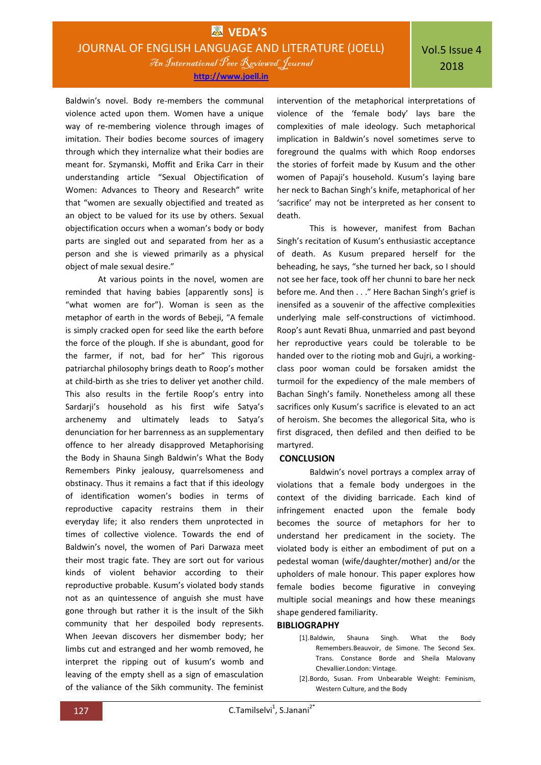Baldwin's novel. Body re-members the communal violence acted upon them. Women have a unique way of re-membering violence through images of imitation. Their bodies become sources of imagery through which they internalize what their bodies are meant for. Szymanski, Moffit and Erika Carr in their understanding article "Sexual Objectification of Women: Advances to Theory and Research" write that "women are sexually objectified and treated as an object to be valued for its use by others. Sexual objectification occurs when a woman's body or body parts are singled out and separated from her as a person and she is viewed primarily as a physical object of male sexual desire."

At various points in the novel, women are reminded that having babies [apparently sons] is "what women are for"). Woman is seen as the metaphor of earth in the words of Bebeji, "A female is simply cracked open for seed like the earth before the force of the plough. If she is abundant, good for the farmer, if not, bad for her" This rigorous patriarchal philosophy brings death to Roop's mother at child-birth as she tries to deliver yet another child. This also results in the fertile Roop's entry into Sardarji's household as his first wife Satya's archenemy and ultimately leads to Satya's denunciation for her barrenness as an supplementary offence to her already disapproved Metaphorising the Body in Shauna Singh Baldwin's What the Body Remembers Pinky jealousy, quarrelsomeness and obstinacy. Thus it remains a fact that if this ideology of identification women's bodies in terms of reproductive capacity restrains them in their everyday life; it also renders them unprotected in times of collective violence. Towards the end of Baldwin's novel, the women of Pari Darwaza meet their most tragic fate. They are sort out for various kinds of violent behavior according to their reproductive probable. Kusum's violated body stands not as an quintessence of anguish she must have gone through but rather it is the insult of the Sikh community that her despoiled body represents. When Jeevan discovers her dismember body; her limbs cut and estranged and her womb removed, he interpret the ripping out of kusum's womb and leaving of the empty shell as a sign of emasculation of the valiance of the Sikh community. The feminist intervention of the metaphorical interpretations of violence of the 'female body' lays bare the complexities of male ideology. Such metaphorical implication in Baldwin's novel sometimes serve to foreground the qualms with which Roop endorses the stories of forfeit made by Kusum and the other women of Papaji's household. Kusum's laying bare her neck to Bachan Singh's knife, metaphorical of her 'sacrifice' may not be interpreted as her consent to death.

This is however, manifest from Bachan Singh's recitation of Kusum's enthusiastic acceptance of death. As Kusum prepared herself for the beheading, he says, "she turned her back, so I should not see her face, took off her chunni to bare her neck before me. And then . . ." Here Bachan Singh's grief is inensifed as a souvenir of the affective complexities underlying male self-constructions of victimhood. Roop's aunt Revati Bhua, unmarried and past beyond her reproductive years could be tolerable to be handed over to the rioting mob and Gujri, a working-class poor woman could be forsaken amidst the turmoil for the expediency of the male members of Bachan Singh's family. Nonetheless among all these sacrifices only Kusum's sacrifice is elevated to an act of heroism. She becomes the allegorical Sita, who is first disgraced, then defiled and then deified to be martyred.

## CONCLUSION

Baldwin's novel portrays a complex array of violations that a female body undergoes in the context of the dividing barricade. Each kind of infringement enacted upon the female body becomes the source of metaphors for her to understand her predicament in the society. The violated body is either an embodiment of put on a pedestal woman (wife/daughter/mother) and/or the upholders of male honour. This paper explores how female bodies become figurative in conveying multiple social meanings and how these meanings shape gendered familiarity.

## BIBLIOGRAPHY

[1].Baldwin, Shauna Singh. What the Body Remembers.Beauvoir, de Simone. The Second Sex. Trans. Constance Borde and Sheila Malovany Chevallier.London: Vintage.

[2].Bordo, Susan. From Unbearable Weight: Feminism, Western Culture, and the Body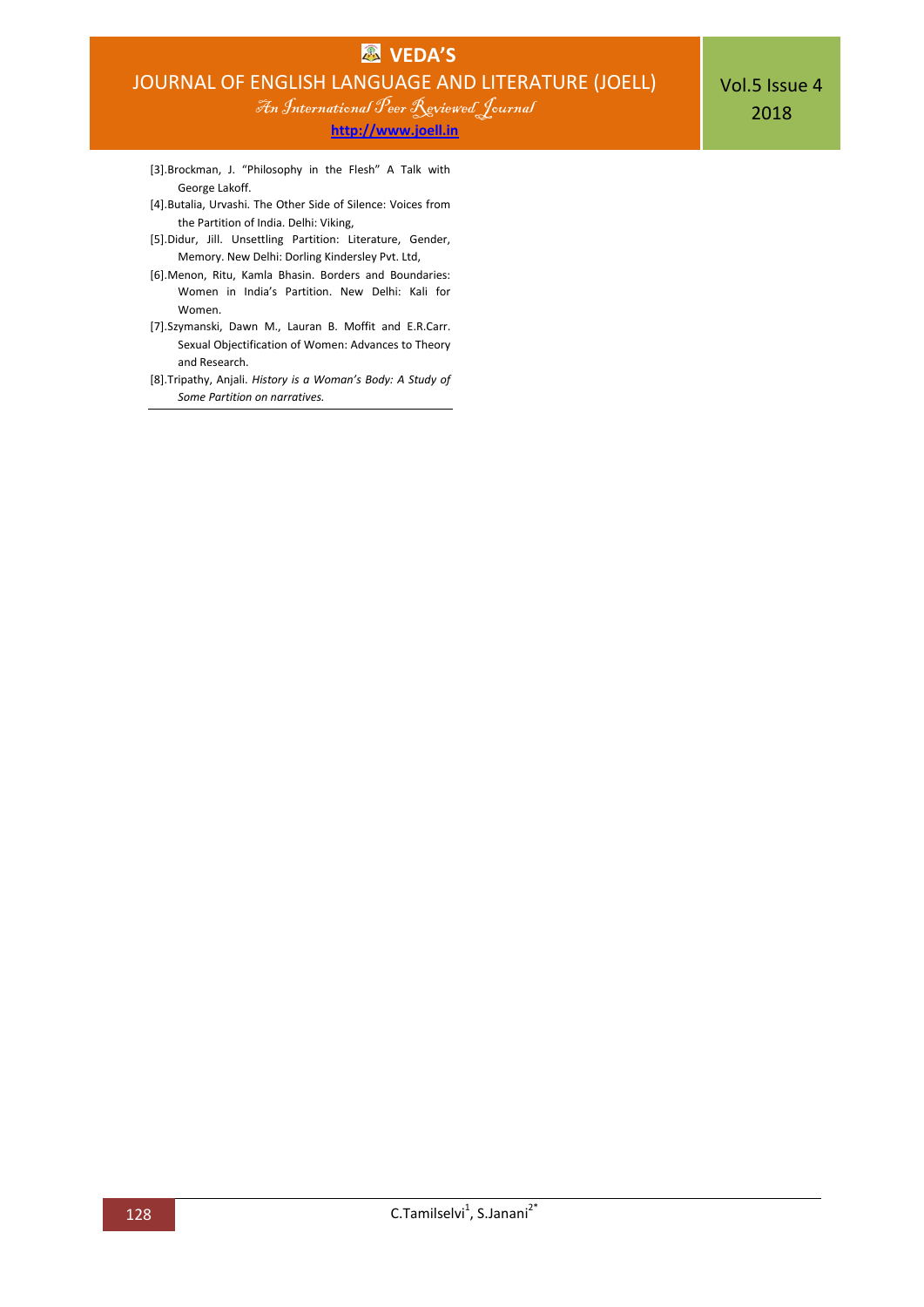[3].Brockman, J. "Philosophy in the Flesh" A Talk with George Lakoff.

[4].Butalia, Urvashi. The Other Side of Silence: Voices from the Partition of India. Delhi: Viking,

[5].Didur, Jill. Unsettling Partition: Literature, Gender, Memory. New Delhi: Dorling Kindersley Pvt. Ltd,

[6].Menon, Ritu, Kamla Bhasin. Borders and Boundaries: Women in India's Partition. New Delhi: Kali for Women.

[7].Szymanski, Dawn M., Lauran B. Moffit and E.R.Carr. Sexual Objectification of Women: Advances to Theory and Research.

[8].Tripathy, Anjali. *History is a Woman's Body: A Study of Some Partition on narratives.*